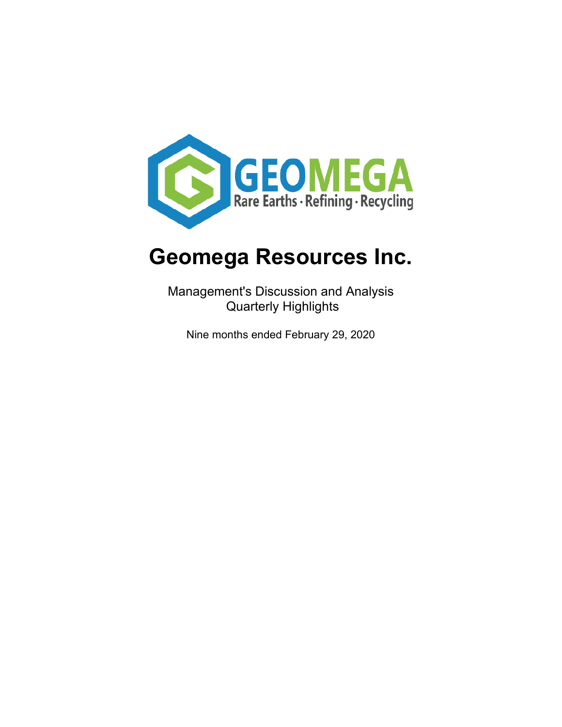GEOMEGA

Rare Earths · Refining · Recycling

# Geomega Resources Inc.

Management's Discussion and Analysis
Quarterly Highlights

Nine months ended February 29, 2020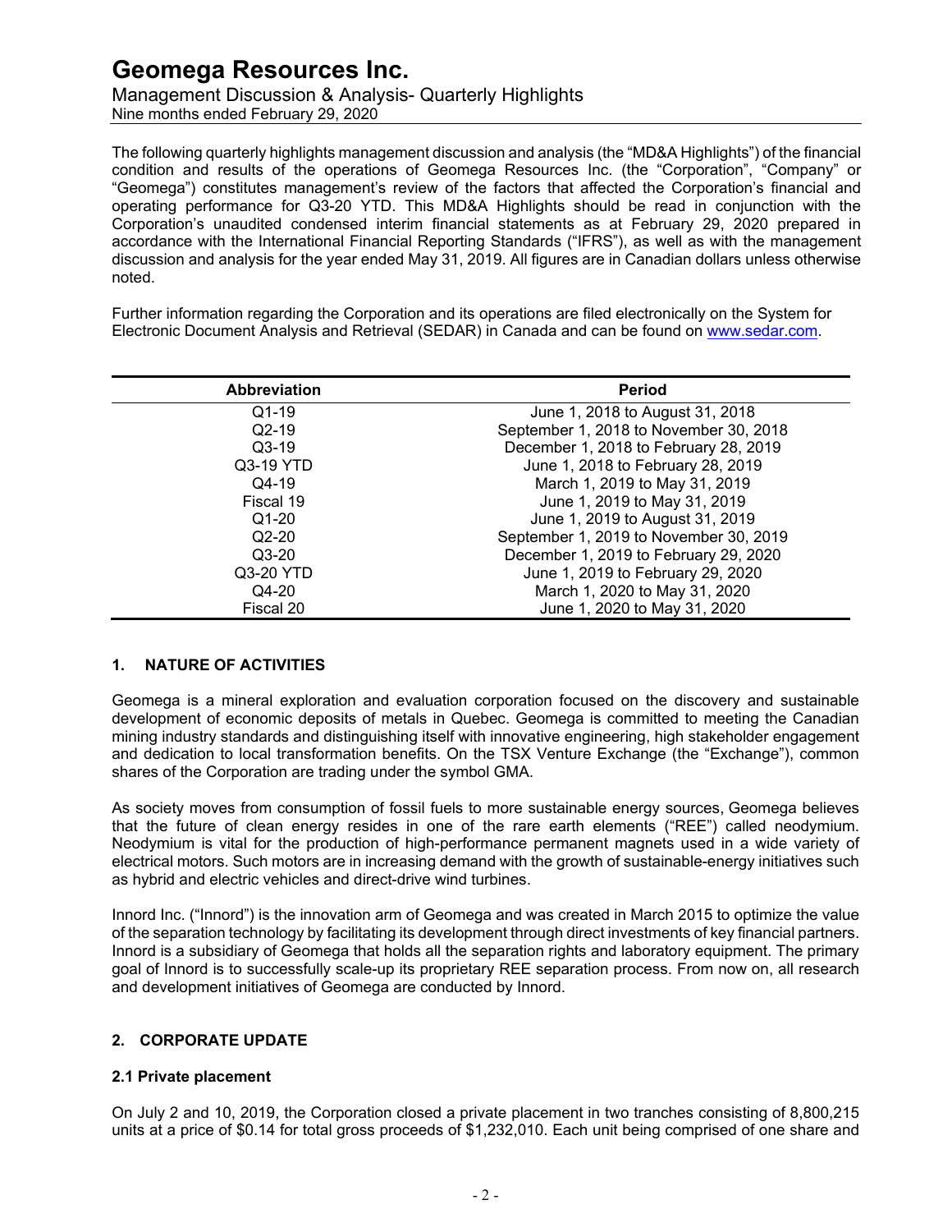# Geomega Resources Inc.

Management Discussion & Analysis- Quarterly Highlights
Nine months ended February 29, 2020

The following quarterly highlights management discussion and analysis (the "MD&A Highlights") of the financial condition and results of the operations of Geomega Resources Inc. (the "Corporation", "Company" or "Geomega") constitutes management's review of the factors that affected the Corporation's financial and operating performance for Q3-20 YTD. This MD&A Highlights should be read in conjunction with the Corporation's unaudited condensed interim financial statements as at February 29, 2020 prepared in accordance with the International Financial Reporting Standards ("IFRS"), as well as with the management discussion and analysis for the year ended May 31, 2019. All figures are in Canadian dollars unless otherwise noted.

Further information regarding the Corporation and its operations are filed electronically on the System for Electronic Document Analysis and Retrieval (SEDAR) in Canada and can be found on www.sedar.com.

| Abbreviation | Period |
|---|---|
| Q1-19 | June 1, 2018 to August 31, 2018 |
| Q2-19 | September 1, 2018 to November 30, 2018 |
| Q3-19 | December 1, 2018 to February 28, 2019 |
| Q3-19 YTD | June 1, 2018 to February 28, 2019 |
| Q4-19 | March 1, 2019 to May 31, 2019 |
| Fiscal 19 | June 1, 2019 to May 31, 2019 |
| Q1-20 | June 1, 2019 to August 31, 2019 |
| Q2-20 | September 1, 2019 to November 30, 2019 |
| Q3-20 | December 1, 2019 to February 29, 2020 |
| Q3-20 YTD | June 1, 2019 to February 29, 2020 |
| Q4-20 | March 1, 2020 to May 31, 2020 |
| Fiscal 20 | June 1, 2020 to May 31, 2020 |

## 1. NATURE OF ACTIVITIES

Geomega is a mineral exploration and evaluation corporation focused on the discovery and sustainable development of economic deposits of metals in Quebec. Geomega is committed to meeting the Canadian mining industry standards and distinguishing itself with innovative engineering, high stakeholder engagement and dedication to local transformation benefits. On the TSX Venture Exchange (the "Exchange"), common shares of the Corporation are trading under the symbol GMA.

As society moves from consumption of fossil fuels to more sustainable energy sources, Geomega believes that the future of clean energy resides in one of the rare earth elements ("REE") called neodymium. Neodymium is vital for the production of high-performance permanent magnets used in a wide variety of electrical motors. Such motors are in increasing demand with the growth of sustainable-energy initiatives such as hybrid and electric vehicles and direct-drive wind turbines.

Innord Inc. ("Innord") is the innovation arm of Geomega and was created in March 2015 to optimize the value of the separation technology by facilitating its development through direct investments of key financial partners. Innord is a subsidiary of Geomega that holds all the separation rights and laboratory equipment. The primary goal of Innord is to successfully scale-up its proprietary REE separation process. From now on, all research and development initiatives of Geomega are conducted by Innord.

## 2. CORPORATE UPDATE

### 2.1 Private placement

On July 2 and 10, 2019, the Corporation closed a private placement in two tranches consisting of 8,800,215 units at a price of $0.14 for total gross proceeds of $1,232,010. Each unit being comprised of one share and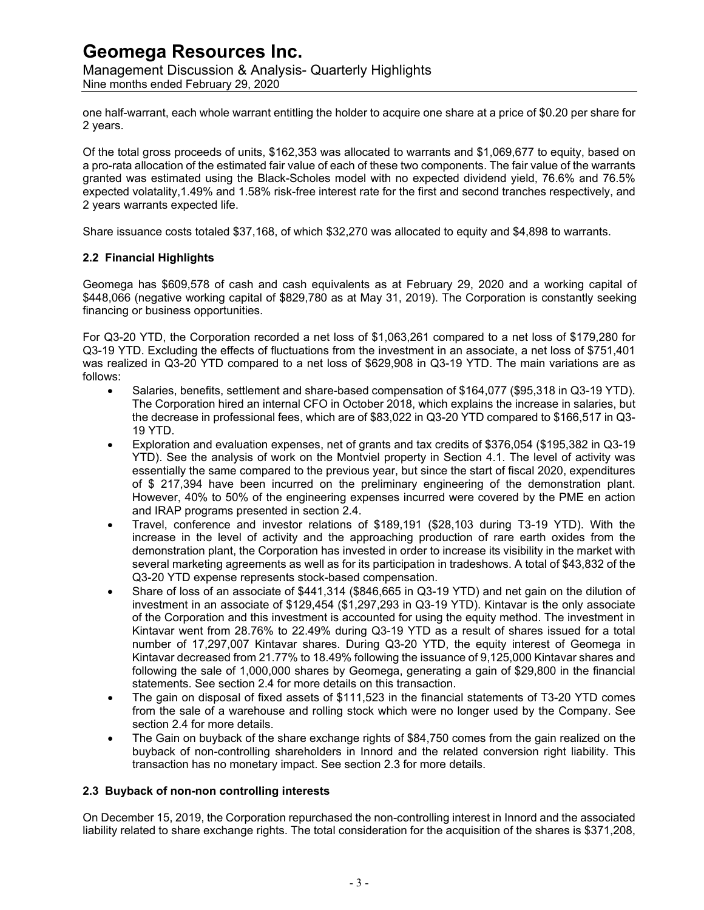one half-warrant, each whole warrant entitling the holder to acquire one share at a price of $0.20 per share for 2 years.

Of the total gross proceeds of units, $162,353 was allocated to warrants and $1,069,677 to equity, based on a pro-rata allocation of the estimated fair value of each of these two components. The fair value of the warrants granted was estimated using the Black-Scholes model with no expected dividend yield, 76.6% and 76.5% expected volatility,1.49% and 1.58% risk-free interest rate for the first and second tranches respectively, and 2 years warrants expected life.

Share issuance costs totaled $37,168, of which $32,270 was allocated to equity and $4,898 to warrants.

## 2.2 Financial Highlights

Geomega has $609,578 of cash and cash equivalents as at February 29, 2020 and a working capital of $448,066 (negative working capital of $829,780 as at May 31, 2019). The Corporation is constantly seeking financing or business opportunities.

For Q3-20 YTD, the Corporation recorded a net loss of $1,063,261 compared to a net loss of $179,280 for Q3-19 YTD. Excluding the effects of fluctuations from the investment in an associate, a net loss of $751,401 was realized in Q3-20 YTD compared to a net loss of $629,908 in Q3-19 YTD. The main variations are as follows:

- Salaries, benefits, settlement and share-based compensation of $164,077 ($95,318 in Q3-19 YTD). The Corporation hired an internal CFO in October 2018, which explains the increase in salaries, but the decrease in professional fees, which are of $83,022 in Q3-20 YTD compared to $166,517 in Q3-19 YTD.
- Exploration and evaluation expenses, net of grants and tax credits of $376,054 ($195,382 in Q3-19 YTD). See the analysis of work on the Montviel property in Section 4.1. The level of activity was essentially the same compared to the previous year, but since the start of fiscal 2020, expenditures of $ 217,394 have been incurred on the preliminary engineering of the demonstration plant. However, 40% to 50% of the engineering expenses incurred were covered by the PME en action and IRAP programs presented in section 2.4.
- Travel, conference and investor relations of $189,191 ($28,103 during T3-19 YTD). With the increase in the level of activity and the approaching production of rare earth oxides from the demonstration plant, the Corporation has invested in order to increase its visibility in the market with several marketing agreements as well as for its participation in tradeshows. A total of $43,832 of the Q3-20 YTD expense represents stock-based compensation.
- Share of loss of an associate of $441,314 ($846,665 in Q3-19 YTD) and net gain on the dilution of investment in an associate of $129,454 ($1,297,293 in Q3-19 YTD). Kintavar is the only associate of the Corporation and this investment is accounted for using the equity method. The investment in Kintavar went from 28.76% to 22.49% during Q3-19 YTD as a result of shares issued for a total number of 17,297,007 Kintavar shares. During Q3-20 YTD, the equity interest of Geomega in Kintavar decreased from 21.77% to 18.49% following the issuance of 9,125,000 Kintavar shares and following the sale of 1,000,000 shares by Geomega, generating a gain of $29,800 in the financial statements. See section 2.4 for more details on this transaction.
- The gain on disposal of fixed assets of $111,523 in the financial statements of T3-20 YTD comes from the sale of a warehouse and rolling stock which were no longer used by the Company. See section 2.4 for more details.
- The Gain on buyback of the share exchange rights of $84,750 comes from the gain realized on the buyback of non-controlling shareholders in Innord and the related conversion right liability. This transaction has no monetary impact. See section 2.3 for more details.

## 2.3 Buyback of non-non controlling interests

On December 15, 2019, the Corporation repurchased the non-controlling interest in Innord and the associated liability related to share exchange rights. The total consideration for the acquisition of the shares is $371,208,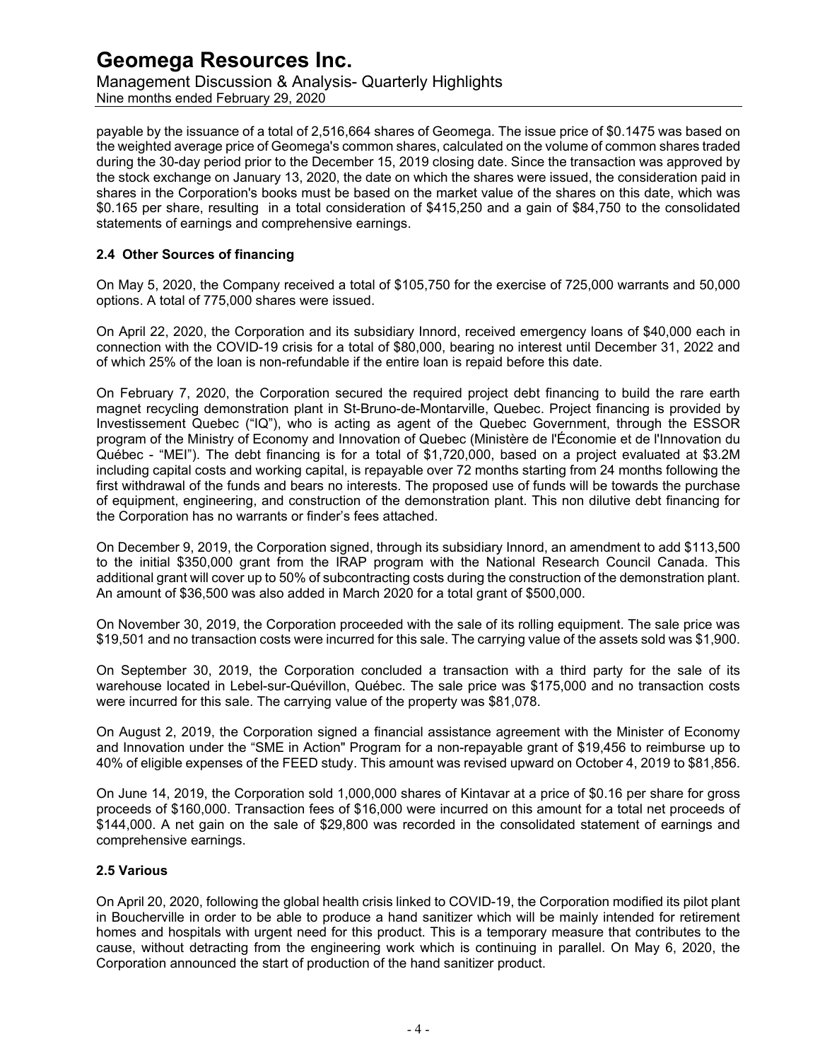payable by the issuance of a total of 2,516,664 shares of Geomega. The issue price of $0.1475 was based on the weighted average price of Geomega's common shares, calculated on the volume of common shares traded during the 30-day period prior to the December 15, 2019 closing date. Since the transaction was approved by the stock exchange on January 13, 2020, the date on which the shares were issued, the consideration paid in shares in the Corporation's books must be based on the market value of the shares on this date, which was $0.165 per share, resulting in a total consideration of $415,250 and a gain of $84,750 to the consolidated statements of earnings and comprehensive earnings.

### 2.4 Other Sources of financing

On May 5, 2020, the Company received a total of $105,750 for the exercise of 725,000 warrants and 50,000 options. A total of 775,000 shares were issued.

On April 22, 2020, the Corporation and its subsidiary Innord, received emergency loans of $40,000 each in connection with the COVID-19 crisis for a total of $80,000, bearing no interest until December 31, 2022 and of which 25% of the loan is non-refundable if the entire loan is repaid before this date.

On February 7, 2020, the Corporation secured the required project debt financing to build the rare earth magnet recycling demonstration plant in St-Bruno-de-Montarville, Quebec. Project financing is provided by Investissement Quebec ("IQ"), who is acting as agent of the Quebec Government, through the ESSOR program of the Ministry of Economy and Innovation of Quebec (Ministère de l'Économie et de l'Innovation du Québec - "MEI"). The debt financing is for a total of $1,720,000, based on a project evaluated at $3.2M including capital costs and working capital, is repayable over 72 months starting from 24 months following the first withdrawal of the funds and bears no interests. The proposed use of funds will be towards the purchase of equipment, engineering, and construction of the demonstration plant. This non dilutive debt financing for the Corporation has no warrants or finder's fees attached.

On December 9, 2019, the Corporation signed, through its subsidiary Innord, an amendment to add $113,500 to the initial $350,000 grant from the IRAP program with the National Research Council Canada. This additional grant will cover up to 50% of subcontracting costs during the construction of the demonstration plant. An amount of $36,500 was also added in March 2020 for a total grant of $500,000.

On November 30, 2019, the Corporation proceeded with the sale of its rolling equipment. The sale price was $19,501 and no transaction costs were incurred for this sale. The carrying value of the assets sold was $1,900.

On September 30, 2019, the Corporation concluded a transaction with a third party for the sale of its warehouse located in Lebel-sur-Quévillon, Québec. The sale price was $175,000 and no transaction costs were incurred for this sale. The carrying value of the property was $81,078.

On August 2, 2019, the Corporation signed a financial assistance agreement with the Minister of Economy and Innovation under the "SME in Action" Program for a non-repayable grant of $19,456 to reimburse up to 40% of eligible expenses of the FEED study. This amount was revised upward on October 4, 2019 to $81,856.

On June 14, 2019, the Corporation sold 1,000,000 shares of Kintavar at a price of $0.16 per share for gross proceeds of $160,000. Transaction fees of $16,000 were incurred on this amount for a total net proceeds of $144,000. A net gain on the sale of $29,800 was recorded in the consolidated statement of earnings and comprehensive earnings.

### 2.5 Various

On April 20, 2020, following the global health crisis linked to COVID-19, the Corporation modified its pilot plant in Boucherville in order to be able to produce a hand sanitizer which will be mainly intended for retirement homes and hospitals with urgent need for this product. This is a temporary measure that contributes to the cause, without detracting from the engineering work which is continuing in parallel. On May 6, 2020, the Corporation announced the start of production of the hand sanitizer product.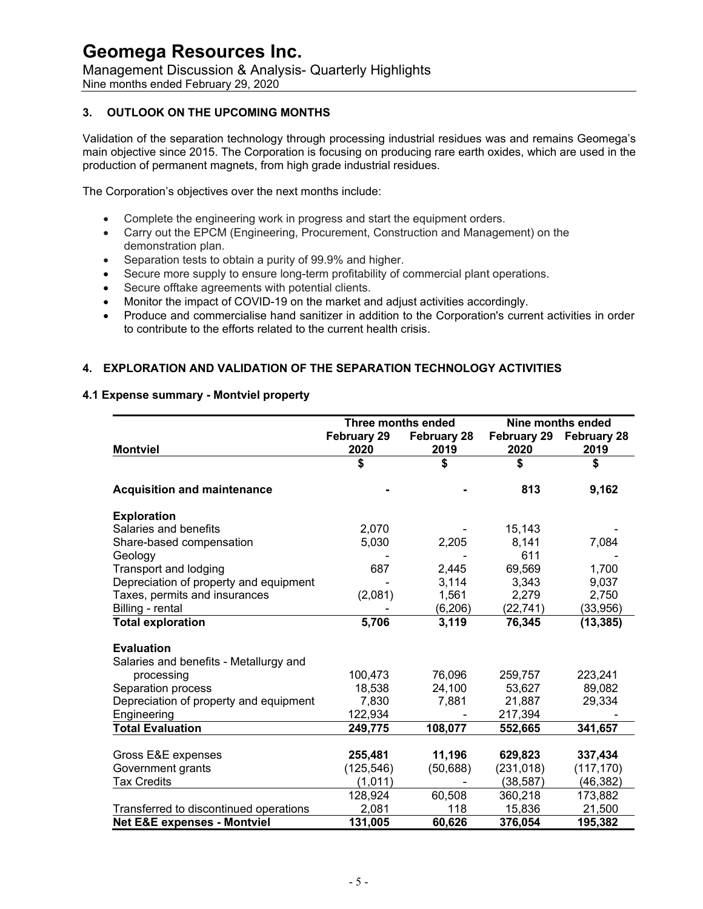## 3. OUTLOOK ON THE UPCOMING MONTHS

Validation of the separation technology through processing industrial residues was and remains Geomega's main objective since 2015. The Corporation is focusing on producing rare earth oxides, which are used in the production of permanent magnets, from high grade industrial residues.

The Corporation's objectives over the next months include:

- Complete the engineering work in progress and start the equipment orders.
- Carry out the EPCM (Engineering, Procurement, Construction and Management) on the demonstration plan.
- Separation tests to obtain a purity of 99.9% and higher.
- Secure more supply to ensure long-term profitability of commercial plant operations.
- Secure offtake agreements with potential clients.
- Monitor the impact of COVID-19 on the market and adjust activities accordingly.
- Produce and commercialise hand sanitizer in addition to the Corporation's current activities in order to contribute to the efforts related to the current health crisis.

## 4. EXPLORATION AND VALIDATION OF THE SEPARATION TECHNOLOGY ACTIVITIES

### 4.1 Expense summary - Montviel property

| | Three months ended | | Nine months ended | |
|---|---|---|---|---|
| **Montviel** | **February 29 2020** | **February 28 2019** | **February 29 2020** | **February 28 2019** |
| | **$** | **$** | **$** | **$** |
| **Acquisition and maintenance** | **-** | **-** | **813** | **9,162** |
| **Exploration** | | | | |
| Salaries and benefits | 2,070 | - | 15,143 | - |
| Share-based compensation | 5,030 | 2,205 | 8,141 | 7,084 |
| Geology | - | - | 611 | - |
| Transport and lodging | 687 | 2,445 | 69,569 | 1,700 |
| Depreciation of property and equipment | - | 3,114 | 3,343 | 9,037 |
| Taxes, permits and insurances | (2,081) | 1,561 | 2,279 | 2,750 |
| Billing - rental | - | (6,206) | (22,741) | (33,956) |
| **Total exploration** | **5,706** | **3,119** | **76,345** | **(13,385)** |
| **Evaluation** | | | | |
| Salaries and benefits - Metallurgy and processing | 100,473 | 76,096 | 259,757 | 223,241 |
| Separation process | 18,538 | 24,100 | 53,627 | 89,082 |
| Depreciation of property and equipment | 7,830 | 7,881 | 21,887 | 29,334 |
| Engineering | 122,934 | - | 217,394 | - |
| **Total Evaluation** | **249,775** | **108,077** | **552,665** | **341,657** |
| Gross E&E expenses | **255,481** | **11,196** | **629,823** | **337,434** |
| Government grants | (125,546) | (50,688) | (231,018) | (117,170) |
| Tax Credits | (1,011) | - | (38,587) | (46,382) |
| | 128,924 | 60,508 | 360,218 | 173,882 |
| Transferred to discontinued operations | 2,081 | 118 | 15,836 | 21,500 |
| **Net E&E expenses - Montviel** | **131,005** | **60,626** | **376,054** | **195,382** |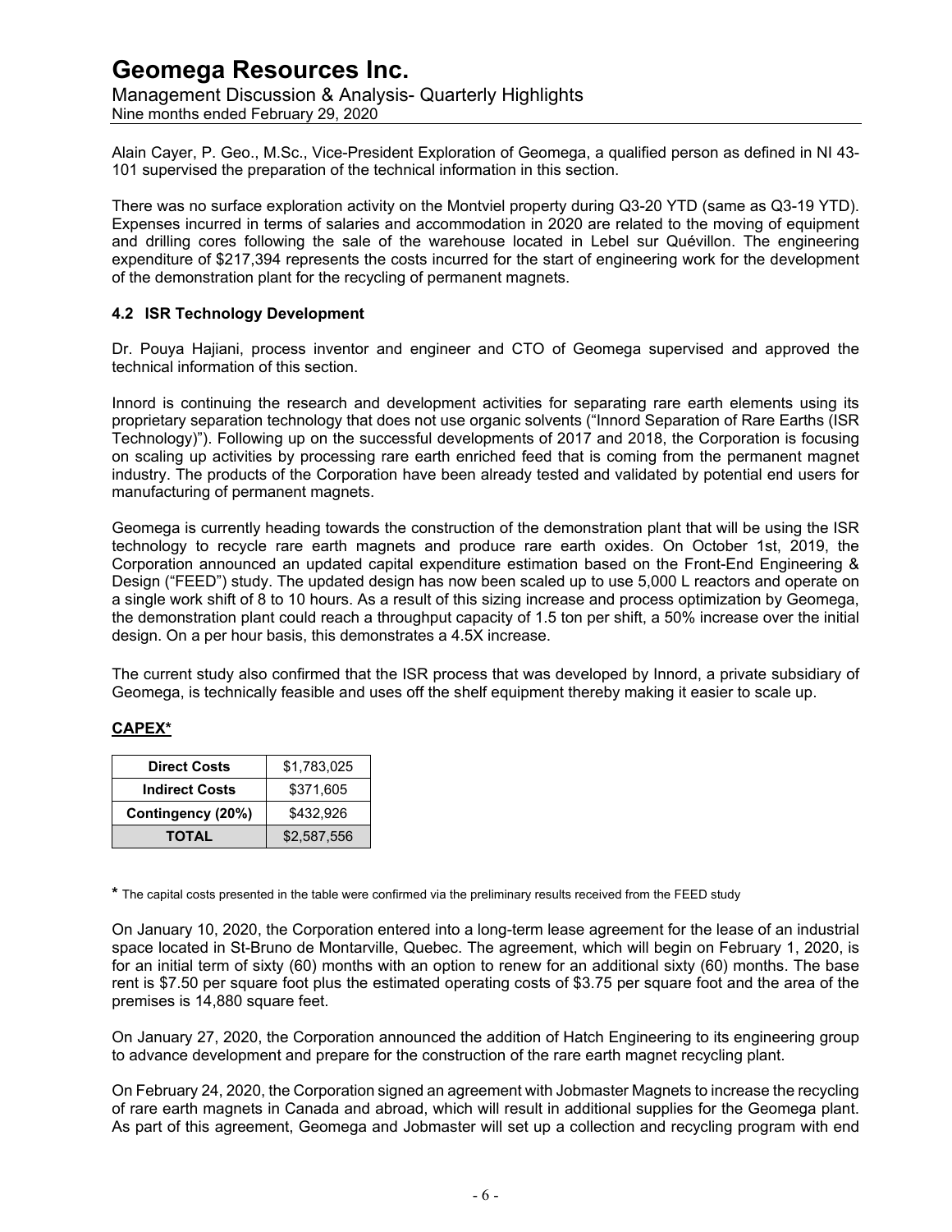Alain Cayer, P. Geo., M.Sc., Vice-President Exploration of Geomega, a qualified person as defined in NI 43-101 supervised the preparation of the technical information in this section.

There was no surface exploration activity on the Montviel property during Q3-20 YTD (same as Q3-19 YTD). Expenses incurred in terms of salaries and accommodation in 2020 are related to the moving of equipment and drilling cores following the sale of the warehouse located in Lebel sur Quévillon. The engineering expenditure of $217,394 represents the costs incurred for the start of engineering work for the development of the demonstration plant for the recycling of permanent magnets.

### 4.2 ISR Technology Development

Dr. Pouya Hajiani, process inventor and engineer and CTO of Geomega supervised and approved the technical information of this section.

Innord is continuing the research and development activities for separating rare earth elements using its proprietary separation technology that does not use organic solvents ("Innord Separation of Rare Earths (ISR Technology)"). Following up on the successful developments of 2017 and 2018, the Corporation is focusing on scaling up activities by processing rare earth enriched feed that is coming from the permanent magnet industry. The products of the Corporation have been already tested and validated by potential end users for manufacturing of permanent magnets.

Geomega is currently heading towards the construction of the demonstration plant that will be using the ISR technology to recycle rare earth magnets and produce rare earth oxides. On October 1st, 2019, the Corporation announced an updated capital expenditure estimation based on the Front-End Engineering & Design ("FEED") study. The updated design has now been scaled up to use 5,000 L reactors and operate on a single work shift of 8 to 10 hours. As a result of this sizing increase and process optimization by Geomega, the demonstration plant could reach a throughput capacity of 1.5 ton per shift, a 50% increase over the initial design. On a per hour basis, this demonstrates a 4.5X increase.

The current study also confirmed that the ISR process that was developed by Innord, a private subsidiary of Geomega, is technically feasible and uses off the shelf equipment thereby making it easier to scale up.

**CAPEX***

| Direct Costs | $1,783,025 |
|---|---|
| **Indirect Costs** | $371,605 |
| **Contingency (20%)** | $432,926 |
| **TOTAL** | $2,587,556 |

* The capital costs presented in the table were confirmed via the preliminary results received from the FEED study

On January 10, 2020, the Corporation entered into a long-term lease agreement for the lease of an industrial space located in St-Bruno de Montarville, Quebec. The agreement, which will begin on February 1, 2020, is for an initial term of sixty (60) months with an option to renew for an additional sixty (60) months. The base rent is $7.50 per square foot plus the estimated operating costs of $3.75 per square foot and the area of the premises is 14,880 square feet.

On January 27, 2020, the Corporation announced the addition of Hatch Engineering to its engineering group to advance development and prepare for the construction of the rare earth magnet recycling plant.

On February 24, 2020, the Corporation signed an agreement with Jobmaster Magnets to increase the recycling of rare earth magnets in Canada and abroad, which will result in additional supplies for the Geomega plant. As part of this agreement, Geomega and Jobmaster will set up a collection and recycling program with end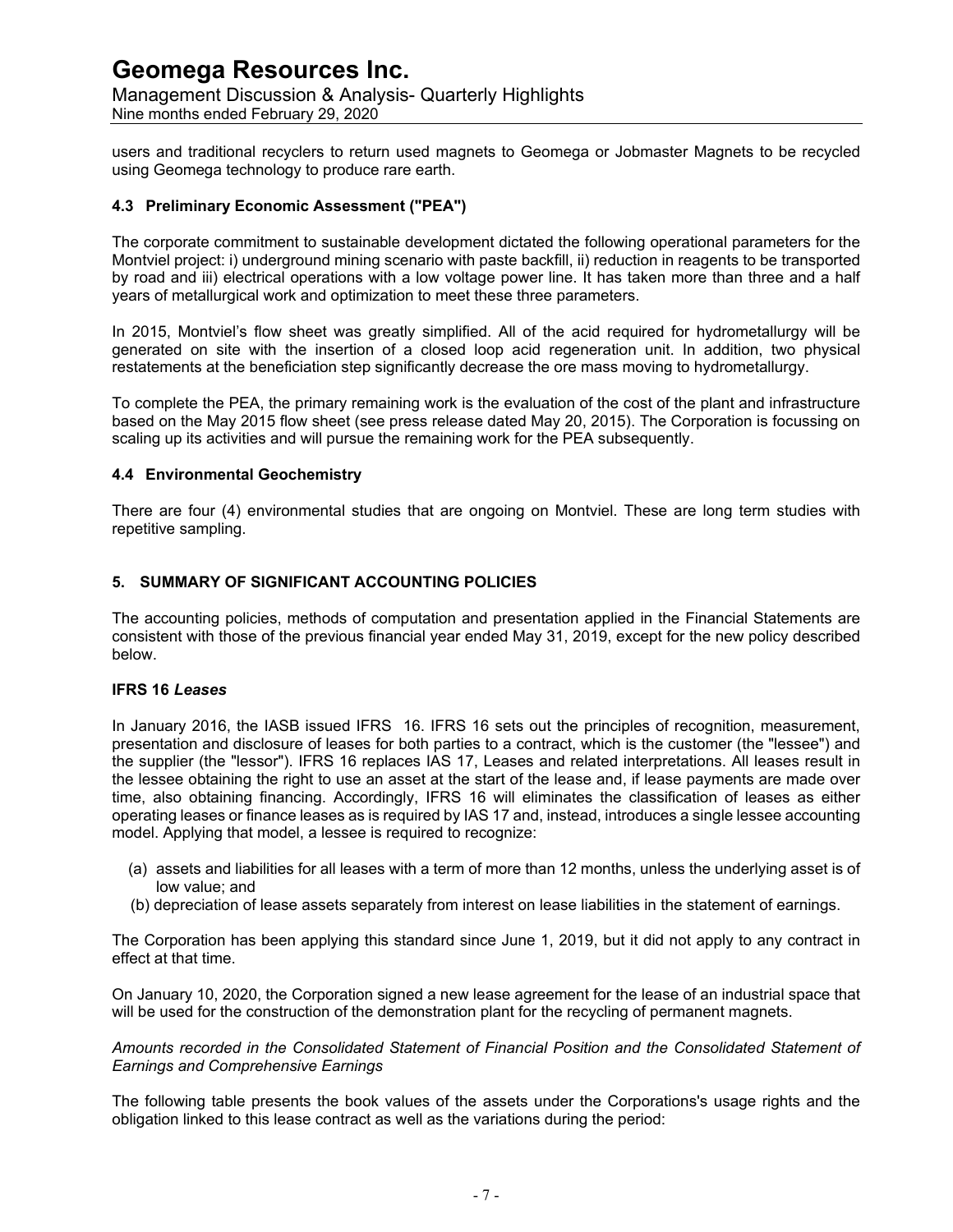users and traditional recyclers to return used magnets to Geomega or Jobmaster Magnets to be recycled using Geomega technology to produce rare earth.

### 4.3 Preliminary Economic Assessment ("PEA")

The corporate commitment to sustainable development dictated the following operational parameters for the Montviel project: i) underground mining scenario with paste backfill, ii) reduction in reagents to be transported by road and iii) electrical operations with a low voltage power line. It has taken more than three and a half years of metallurgical work and optimization to meet these three parameters.

In 2015, Montviel's flow sheet was greatly simplified. All of the acid required for hydrometallurgy will be generated on site with the insertion of a closed loop acid regeneration unit. In addition, two physical restatements at the beneficiation step significantly decrease the ore mass moving to hydrometallurgy.

To complete the PEA, the primary remaining work is the evaluation of the cost of the plant and infrastructure based on the May 2015 flow sheet (see press release dated May 20, 2015). The Corporation is focussing on scaling up its activities and will pursue the remaining work for the PEA subsequently.

### 4.4 Environmental Geochemistry

There are four (4) environmental studies that are ongoing on Montviel. These are long term studies with repetitive sampling.

## 5. SUMMARY OF SIGNIFICANT ACCOUNTING POLICIES

The accounting policies, methods of computation and presentation applied in the Financial Statements are consistent with those of the previous financial year ended May 31, 2019, except for the new policy described below.

### IFRS 16 *Leases*

In January 2016, the IASB issued IFRS 16. IFRS 16 sets out the principles of recognition, measurement, presentation and disclosure of leases for both parties to a contract, which is the customer (the "lessee") and the supplier (the "lessor"). IFRS 16 replaces IAS 17, Leases and related interpretations. All leases result in the lessee obtaining the right to use an asset at the start of the lease and, if lease payments are made over time, also obtaining financing. Accordingly, IFRS 16 will eliminates the classification of leases as either operating leases or finance leases as is required by IAS 17 and, instead, introduces a single lessee accounting model. Applying that model, a lessee is required to recognize:

(a) assets and liabilities for all leases with a term of more than 12 months, unless the underlying asset is of low value; and
(b) depreciation of lease assets separately from interest on lease liabilities in the statement of earnings.

The Corporation has been applying this standard since June 1, 2019, but it did not apply to any contract in effect at that time.

On January 10, 2020, the Corporation signed a new lease agreement for the lease of an industrial space that will be used for the construction of the demonstration plant for the recycling of permanent magnets.

*Amounts recorded in the Consolidated Statement of Financial Position and the Consolidated Statement of Earnings and Comprehensive Earnings*

The following table presents the book values of the assets under the Corporations's usage rights and the obligation linked to this lease contract as well as the variations during the period: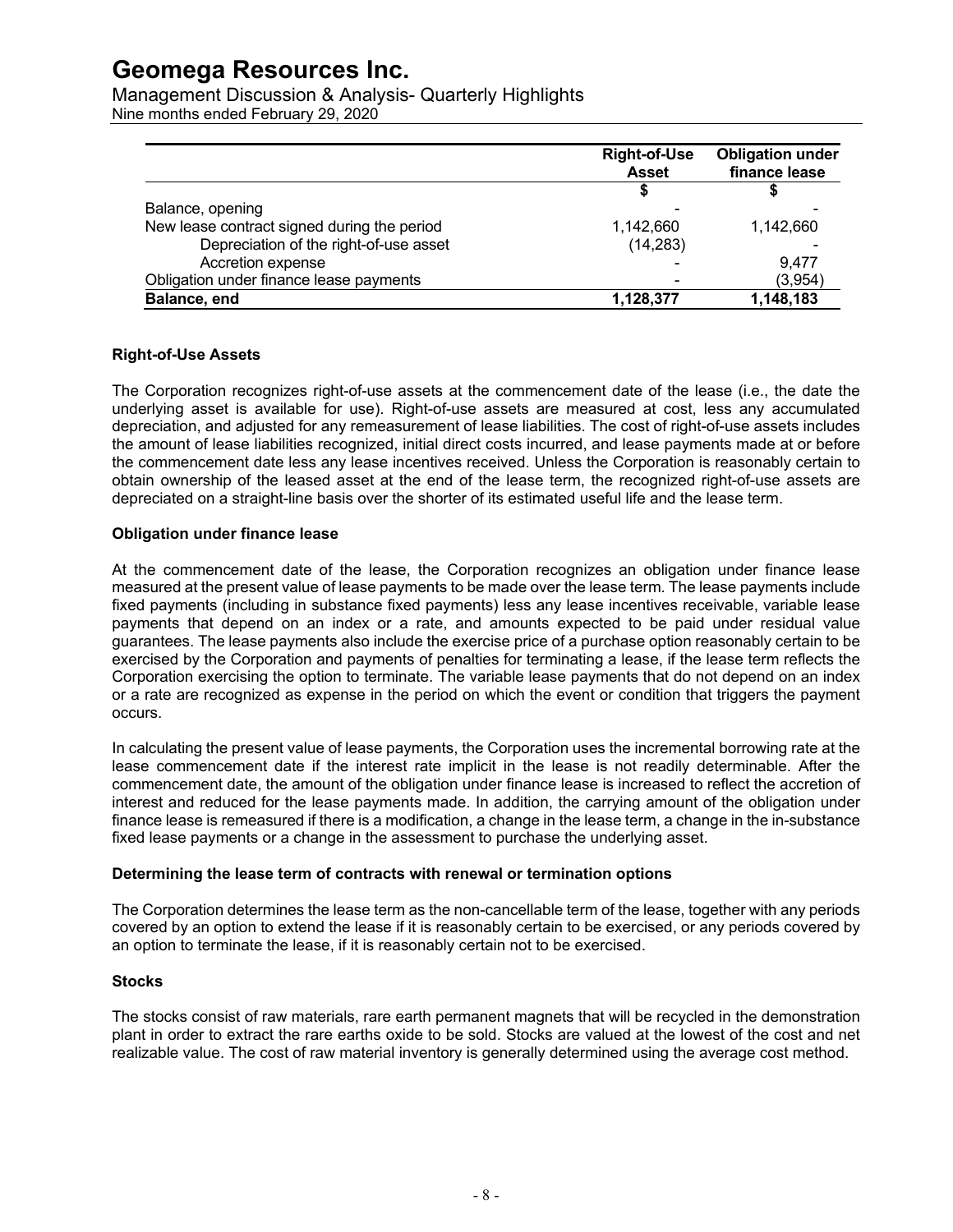| | Right-of-Use Asset | Obligation under finance lease |
|---|---|---|
| | $ | $ |
| Balance, opening | - | - |
| New lease contract signed during the period | 1,142,660 | 1,142,660 |
| Depreciation of the right-of-use asset | (14,283) | - |
| Accretion expense | - | 9,477 |
| Obligation under finance lease payments | - | (3,954) |
| **Balance, end** | **1,128,377** | **1,148,183** |

**Right-of-Use Assets**

The Corporation recognizes right-of-use assets at the commencement date of the lease (i.e., the date the underlying asset is available for use). Right-of-use assets are measured at cost, less any accumulated depreciation, and adjusted for any remeasurement of lease liabilities. The cost of right-of-use assets includes the amount of lease liabilities recognized, initial direct costs incurred, and lease payments made at or before the commencement date less any lease incentives received. Unless the Corporation is reasonably certain to obtain ownership of the leased asset at the end of the lease term, the recognized right-of-use assets are depreciated on a straight-line basis over the shorter of its estimated useful life and the lease term.

**Obligation under finance lease**

At the commencement date of the lease, the Corporation recognizes an obligation under finance lease measured at the present value of lease payments to be made over the lease term. The lease payments include fixed payments (including in substance fixed payments) less any lease incentives receivable, variable lease payments that depend on an index or a rate, and amounts expected to be paid under residual value guarantees. The lease payments also include the exercise price of a purchase option reasonably certain to be exercised by the Corporation and payments of penalties for terminating a lease, if the lease term reflects the Corporation exercising the option to terminate. The variable lease payments that do not depend on an index or a rate are recognized as expense in the period on which the event or condition that triggers the payment occurs.

In calculating the present value of lease payments, the Corporation uses the incremental borrowing rate at the lease commencement date if the interest rate implicit in the lease is not readily determinable. After the commencement date, the amount of the obligation under finance lease is increased to reflect the accretion of interest and reduced for the lease payments made. In addition, the carrying amount of the obligation under finance lease is remeasured if there is a modification, a change in the lease term, a change in the in-substance fixed lease payments or a change in the assessment to purchase the underlying asset.

**Determining the lease term of contracts with renewal or termination options**

The Corporation determines the lease term as the non-cancellable term of the lease, together with any periods covered by an option to extend the lease if it is reasonably certain to be exercised, or any periods covered by an option to terminate the lease, if it is reasonably certain not to be exercised.

**Stocks**

The stocks consist of raw materials, rare earth permanent magnets that will be recycled in the demonstration plant in order to extract the rare earths oxide to be sold. Stocks are valued at the lowest of the cost and net realizable value. The cost of raw material inventory is generally determined using the average cost method.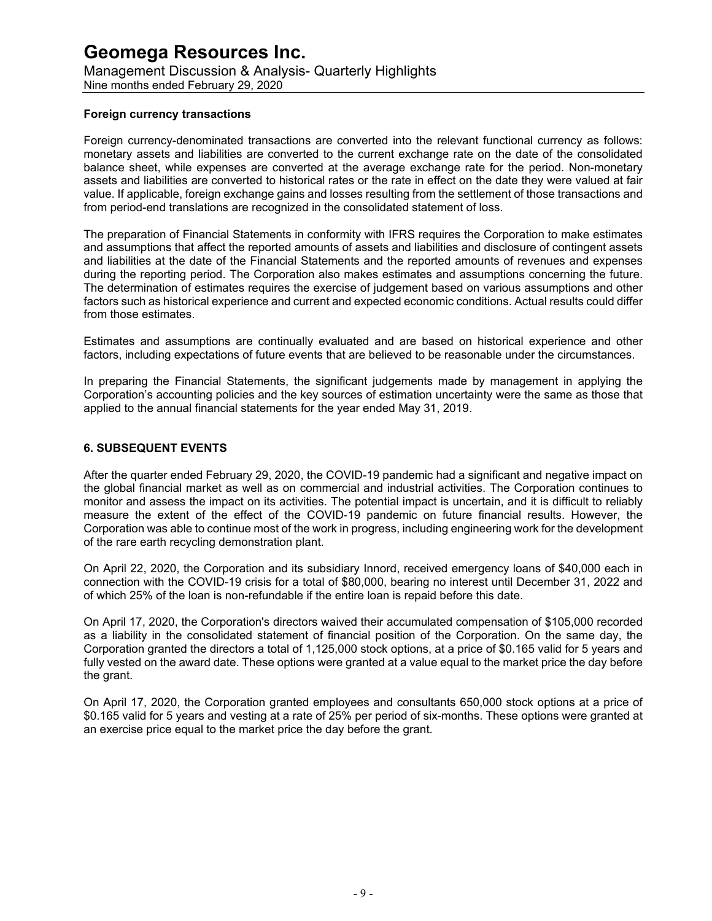### Foreign currency transactions

Foreign currency-denominated transactions are converted into the relevant functional currency as follows: monetary assets and liabilities are converted to the current exchange rate on the date of the consolidated balance sheet, while expenses are converted at the average exchange rate for the period. Non-monetary assets and liabilities are converted to historical rates or the rate in effect on the date they were valued at fair value. If applicable, foreign exchange gains and losses resulting from the settlement of those transactions and from period-end translations are recognized in the consolidated statement of loss.

The preparation of Financial Statements in conformity with IFRS requires the Corporation to make estimates and assumptions that affect the reported amounts of assets and liabilities and disclosure of contingent assets and liabilities at the date of the Financial Statements and the reported amounts of revenues and expenses during the reporting period. The Corporation also makes estimates and assumptions concerning the future. The determination of estimates requires the exercise of judgement based on various assumptions and other factors such as historical experience and current and expected economic conditions. Actual results could differ from those estimates.

Estimates and assumptions are continually evaluated and are based on historical experience and other factors, including expectations of future events that are believed to be reasonable under the circumstances.

In preparing the Financial Statements, the significant judgements made by management in applying the Corporation's accounting policies and the key sources of estimation uncertainty were the same as those that applied to the annual financial statements for the year ended May 31, 2019.

## 6. SUBSEQUENT EVENTS

After the quarter ended February 29, 2020, the COVID-19 pandemic had a significant and negative impact on the global financial market as well as on commercial and industrial activities. The Corporation continues to monitor and assess the impact on its activities. The potential impact is uncertain, and it is difficult to reliably measure the extent of the effect of the COVID-19 pandemic on future financial results. However, the Corporation was able to continue most of the work in progress, including engineering work for the development of the rare earth recycling demonstration plant.

On April 22, 2020, the Corporation and its subsidiary Innord, received emergency loans of $40,000 each in connection with the COVID-19 crisis for a total of $80,000, bearing no interest until December 31, 2022 and of which 25% of the loan is non-refundable if the entire loan is repaid before this date.

On April 17, 2020, the Corporation's directors waived their accumulated compensation of $105,000 recorded as a liability in the consolidated statement of financial position of the Corporation. On the same day, the Corporation granted the directors a total of 1,125,000 stock options, at a price of $0.165 valid for 5 years and fully vested on the award date. These options were granted at a value equal to the market price the day before the grant.

On April 17, 2020, the Corporation granted employees and consultants 650,000 stock options at a price of $0.165 valid for 5 years and vesting at a rate of 25% per period of six-months. These options were granted at an exercise price equal to the market price the day before the grant.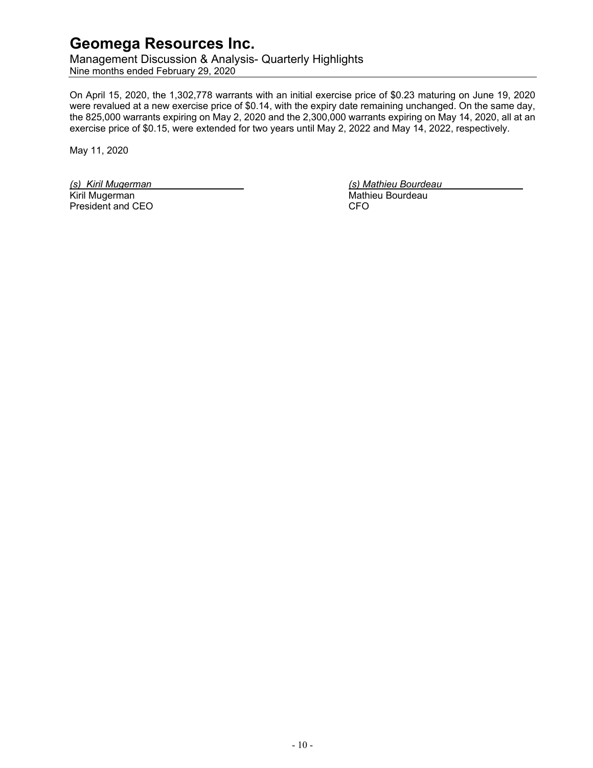On April 15, 2020, the 1,302,778 warrants with an initial exercise price of $0.23 maturing on June 19, 2020 were revalued at a new exercise price of $0.14, with the expiry date remaining unchanged. On the same day, the 825,000 warrants expiring on May 2, 2020 and the 2,300,000 warrants expiring on May 14, 2020, all at an exercise price of $0.15, were extended for two years until May 2, 2022 and May 14, 2022, respectively.

May 11, 2020

*(s) Kiril Mugerman*
Kiril Mugerman
President and CEO

*(s) Mathieu Bourdeau*
Mathieu Bourdeau
CFO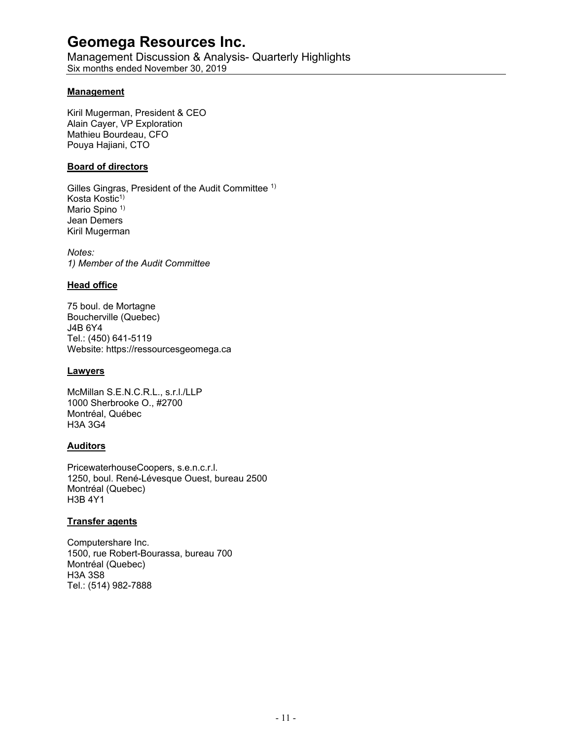**Management**

Kiril Mugerman, President & CEO
Alain Cayer, VP Exploration
Mathieu Bourdeau, CFO
Pouya Hajiani, CTO

**Board of directors**

Gilles Gingras, President of the Audit Committee [1)]
Kosta Kostic[1)]
Mario Spino [1)]
Jean Demers
Kiril Mugerman

*Notes:*
*1) Member of the Audit Committee*

**Head office**

75 boul. de Mortagne
Boucherville (Quebec)
J4B 6Y4
Tel.: (450) 641-5119
Website: https://ressourcesgeomega.ca

**Lawyers**

McMillan S.E.N.C.R.L., s.r.l./LLP
1000 Sherbrooke O., #2700
Montréal, Québec
H3A 3G4

**Auditors**

PricewaterhouseCoopers, s.e.n.c.r.l.
1250, boul. René-Lévesque Ouest, bureau 2500
Montréal (Quebec)
H3B 4Y1

**Transfer agents**

Computershare Inc.
1500, rue Robert-Bourassa, bureau 700
Montréal (Quebec)
H3A 3S8
Tel.: (514) 982-7888